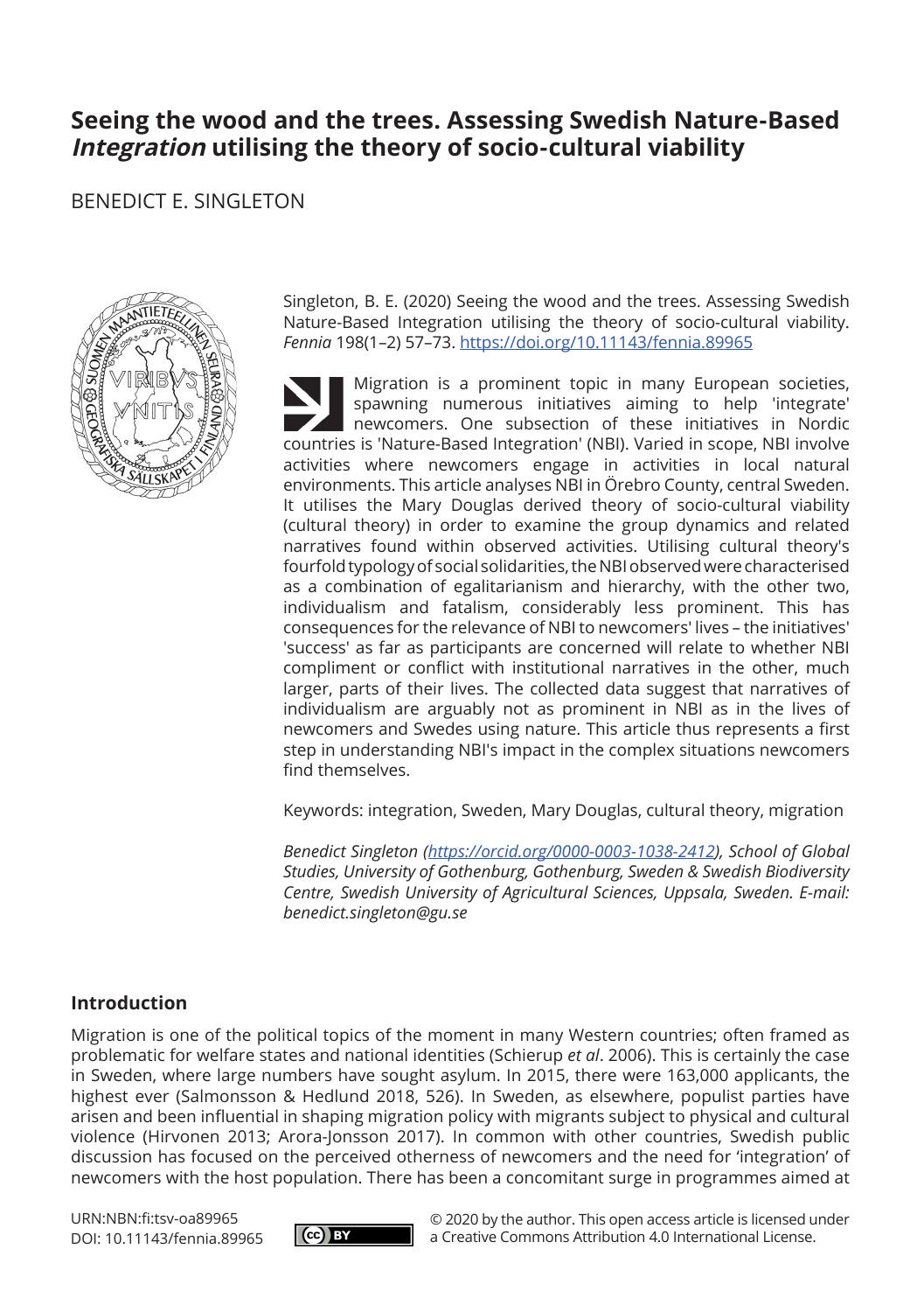# Seeing the wood and the trees. Assessing Swedish Nature-Based *Integration* utilising the theory of socio-cultural viability

BENEDICT E. SINGLETON

Singleton, B. E. (2020) Seeing the wood and the trees. Assessing Swedish Nature-Based Integration utilising the theory of socio-cultural viability. *Fennia* 198(1–2) 57–73. https://doi.org/10.11143/fennia.89965

Migration is a prominent topic in many European societies, spawning numerous initiatives aiming to help 'integrate' newcomers. One subsection of these initiatives in Nordic countries is 'Nature-Based Integration' (NBI). Varied in scope, NBI involve activities where newcomers engage in activities in local natural environments. This article analyses NBI in Örebro County, central Sweden. It utilises the Mary Douglas derived theory of socio-cultural viability (cultural theory) in order to examine the group dynamics and related narratives found within observed activities. Utilising cultural theory's fourfold typology of social solidarities, the NBI observed were characterised as a combination of egalitarianism and hierarchy, with the other two, individualism and fatalism, considerably less prominent. This has consequences for the relevance of NBI to newcomers' lives – the initiatives' 'success' as far as participants are concerned will relate to whether NBI compliment or conflict with institutional narratives in the other, much larger, parts of their lives. The collected data suggest that narratives of individualism are arguably not as prominent in NBI as in the lives of newcomers and Swedes using nature. This article thus represents a first step in understanding NBI's impact in the complex situations newcomers find themselves.

Keywords: integration, Sweden, Mary Douglas, cultural theory, migration

*Benedict Singleton (https://orcid.org/0000-0003-1038-2412), School of Global Studies, University of Gothenburg, Gothenburg, Sweden & Swedish Biodiversity Centre, Swedish University of Agricultural Sciences, Uppsala, Sweden. E-mail: benedict.singleton@gu.se*

## Introduction

Migration is one of the political topics of the moment in many Western countries; often framed as problematic for welfare states and national identities (Schierup *et al*. 2006). This is certainly the case in Sweden, where large numbers have sought asylum. In 2015, there were 163,000 applicants, the highest ever (Salmonsson & Hedlund 2018, 526). In Sweden, as elsewhere, populist parties have arisen and been influential in shaping migration policy with migrants subject to physical and cultural violence (Hirvonen 2013; Arora-Jonsson 2017). In common with other countries, Swedish public discussion has focused on the perceived otherness of newcomers and the need for 'integration' of newcomers with the host population. There has been a concomitant surge in programmes aimed at

URN:NBN:fi:tsv-oa89965
DOI: 10.11143/fennia.89965

© 2020 by the author. This open access article is licensed under a Creative Commons Attribution 4.0 International License.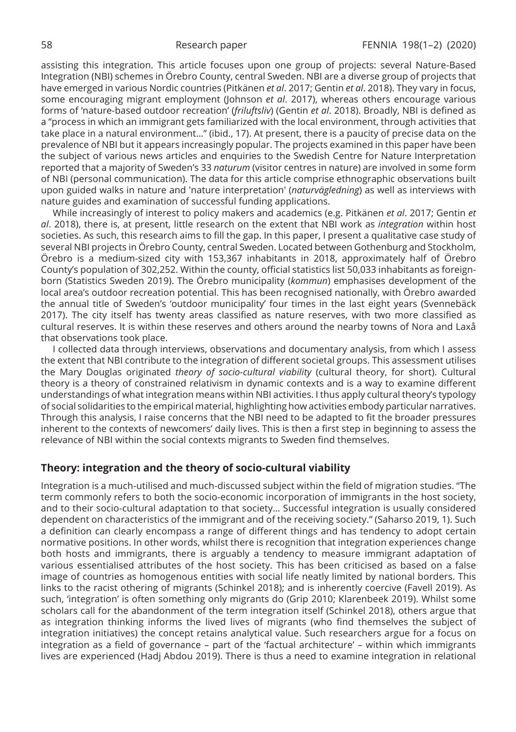assisting this integration. This article focuses upon one group of projects: several Nature-Based Integration (NBI) schemes in Örebro County, central Sweden. NBI are a diverse group of projects that have emerged in various Nordic countries (Pitkänen *et al*. 2017; Gentin *et al*. 2018). They vary in focus, some encouraging migrant employment (Johnson *et al*. 2017), whereas others encourage various forms of 'nature-based outdoor recreation' (*friluftsliv*) (Gentin *et al*. 2018). Broadly, NBI is defined as a "process in which an immigrant gets familiarized with the local environment, through activities that take place in a natural environment…" (ibid., 17). At present, there is a paucity of precise data on the prevalence of NBI but it appears increasingly popular. The projects examined in this paper have been the subject of various news articles and enquiries to the Swedish Centre for Nature Interpretation reported that a majority of Sweden's 33 *naturum* (visitor centres in nature) are involved in some form of NBI (personal communication). The data for this article comprise ethnographic observations built upon guided walks in nature and 'nature interpretation' (*naturvägledning*) as well as interviews with nature guides and examination of successful funding applications.

While increasingly of interest to policy makers and academics (e.g. Pitkänen *et al*. 2017; Gentin *et al*. 2018), there is, at present, little research on the extent that NBI work as *integration* within host societies. As such, this research aims to fill the gap. In this paper, I present a qualitative case study of several NBI projects in Örebro County, central Sweden. Located between Gothenburg and Stockholm, Örebro is a medium-sized city with 153,367 inhabitants in 2018, approximately half of Örebro County's population of 302,252. Within the county, official statistics list 50,033 inhabitants as foreign-born (Statistics Sweden 2019). The Örebro municipality (*kommun*) emphasises development of the local area's outdoor recreation potential. This has been recognised nationally, with Örebro awarded the annual title of Sweden's 'outdoor municipality' four times in the last eight years (Svennebäck 2017). The city itself has twenty areas classified as nature reserves, with two more classified as cultural reserves. It is within these reserves and others around the nearby towns of Nora and Laxå that observations took place.

I collected data through interviews, observations and documentary analysis, from which I assess the extent that NBI contribute to the integration of different societal groups. This assessment utilises the Mary Douglas originated *theory of socio-cultural viability* (cultural theory, for short). Cultural theory is a theory of constrained relativism in dynamic contexts and is a way to examine different understandings of what integration means within NBI activities. I thus apply cultural theory's typology of social solidarities to the empirical material, highlighting how activities embody particular narratives. Through this analysis, I raise concerns that the NBI need to be adapted to fit the broader pressures inherent to the contexts of newcomers' daily lives. This is then a first step in beginning to assess the relevance of NBI within the social contexts migrants to Sweden find themselves.

## Theory: integration and the theory of socio-cultural viability

Integration is a much-utilised and much-discussed subject within the field of migration studies. "The term commonly refers to both the socio-economic incorporation of immigrants in the host society, and to their socio-cultural adaptation to that society… Successful integration is usually considered dependent on characteristics of the immigrant and of the receiving society." (Saharso 2019, 1). Such a definition can clearly encompass a range of different things and has tendency to adopt certain normative positions. In other words, whilst there is recognition that integration experiences change both hosts and immigrants, there is arguably a tendency to measure immigrant adaptation of various essentialised attributes of the host society. This has been criticised as based on a false image of countries as homogenous entities with social life neatly limited by national borders. This links to the racist othering of migrants (Schinkel 2018); and is inherently coercive (Favell 2019). As such, 'integration' is often something only migrants do (Grip 2010; Klarenbeek 2019). Whilst some scholars call for the abandonment of the term integration itself (Schinkel 2018), others argue that as integration thinking informs the lived lives of migrants (who find themselves the subject of integration initiatives) the concept retains analytical value. Such researchers argue for a focus on integration as a field of governance – part of the 'factual architecture' – within which immigrants lives are experienced (Hadj Abdou 2019). There is thus a need to examine integration in relational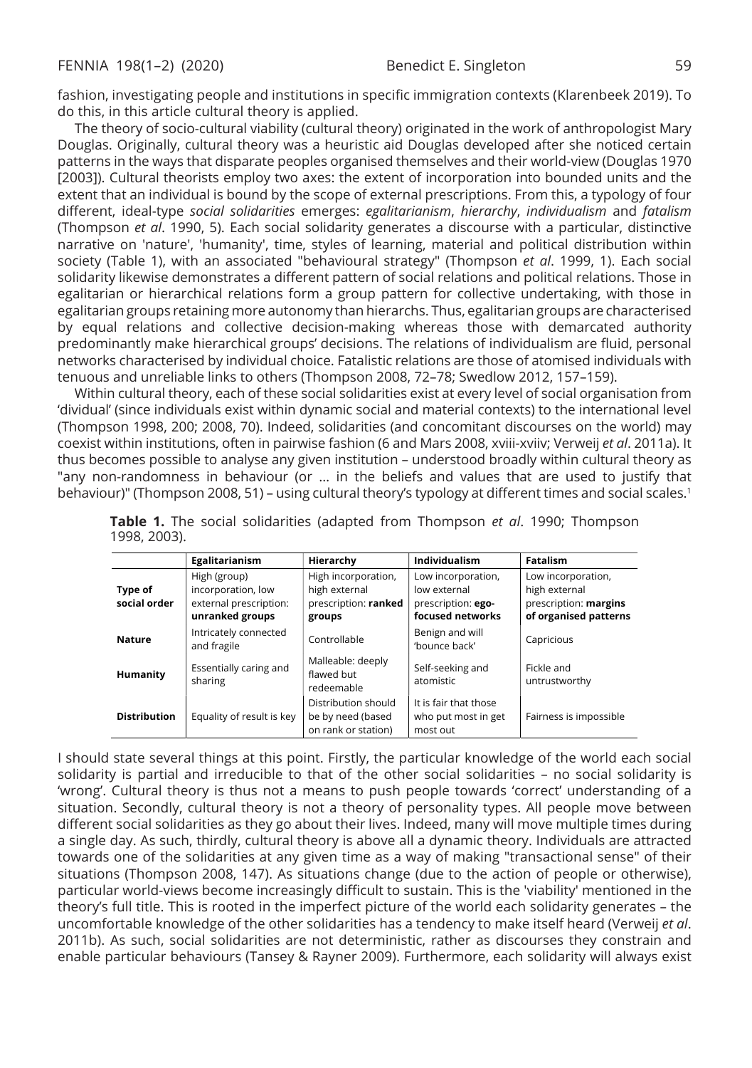fashion, investigating people and institutions in specific immigration contexts (Klarenbeek 2019). To do this, in this article cultural theory is applied.

The theory of socio-cultural viability (cultural theory) originated in the work of anthropologist Mary Douglas. Originally, cultural theory was a heuristic aid Douglas developed after she noticed certain patterns in the ways that disparate peoples organised themselves and their world-view (Douglas 1970 [2003]). Cultural theorists employ two axes: the extent of incorporation into bounded units and the extent that an individual is bound by the scope of external prescriptions. From this, a typology of four different, ideal-type *social solidarities* emerges: *egalitarianism*, *hierarchy*, *individualism* and *fatalism* (Thompson *et al*. 1990, 5). Each social solidarity generates a discourse with a particular, distinctive narrative on 'nature', 'humanity', time, styles of learning, material and political distribution within society (Table 1), with an associated "behavioural strategy" (Thompson *et al*. 1999, 1). Each social solidarity likewise demonstrates a different pattern of social relations and political relations. Those in egalitarian or hierarchical relations form a group pattern for collective undertaking, with those in egalitarian groups retaining more autonomy than hierarchs. Thus, egalitarian groups are characterised by equal relations and collective decision-making whereas those with demarcated authority predominantly make hierarchical groups' decisions. The relations of individualism are fluid, personal networks characterised by individual choice. Fatalistic relations are those of atomised individuals with tenuous and unreliable links to others (Thompson 2008, 72–78; Swedlow 2012, 157–159).

Within cultural theory, each of these social solidarities exist at every level of social organisation from 'dividual' (since individuals exist within dynamic social and material contexts) to the international level (Thompson 1998, 200; 2008, 70). Indeed, solidarities (and concomitant discourses on the world) may coexist within institutions, often in pairwise fashion (6 and Mars 2008, xviii-xviiv; Verweij *et al*. 2011a). It thus becomes possible to analyse any given institution – understood broadly within cultural theory as "any non-randomness in behaviour (or ... in the beliefs and values that are used to justify that behaviour)" (Thompson 2008, 51) – using cultural theory's typology at different times and social scales.[1]

**Table 1.** The social solidarities (adapted from Thompson *et al*. 1990; Thompson 1998, 2003).

| | Egalitarianism | Hierarchy | Individualism | Fatalism |
|---|---|---|---|---|
| **Type of social order** | High (group) incorporation, low external prescription: **unranked groups** | High incorporation, high external prescription: **ranked groups** | Low incorporation, low external prescription: **ego-focused networks** | Low incorporation, high external prescription: **margins of organised patterns** |
| **Nature** | Intricately connected and fragile | Controllable | Benign and will 'bounce back' | Capricious |
| **Humanity** | Essentially caring and sharing | Malleable: deeply flawed but redeemable | Self-seeking and atomistic | Fickle and untrustworthy |
| **Distribution** | Equality of result is key | Distribution should be by need (based on rank or station) | It is fair that those who put most in get most out | Fairness is impossible |

I should state several things at this point. Firstly, the particular knowledge of the world each social solidarity is partial and irreducible to that of the other social solidarities – no social solidarity is 'wrong'. Cultural theory is thus not a means to push people towards 'correct' understanding of a situation. Secondly, cultural theory is not a theory of personality types. All people move between different social solidarities as they go about their lives. Indeed, many will move multiple times during a single day. As such, thirdly, cultural theory is above all a dynamic theory. Individuals are attracted towards one of the solidarities at any given time as a way of making "transactional sense" of their situations (Thompson 2008, 147). As situations change (due to the action of people or otherwise), particular world-views become increasingly difficult to sustain. This is the 'viability' mentioned in the theory's full title. This is rooted in the imperfect picture of the world each solidarity generates – the uncomfortable knowledge of the other solidarities has a tendency to make itself heard (Verweij *et al*. 2011b). As such, social solidarities are not deterministic, rather as discourses they constrain and enable particular behaviours (Tansey & Rayner 2009). Furthermore, each solidarity will always exist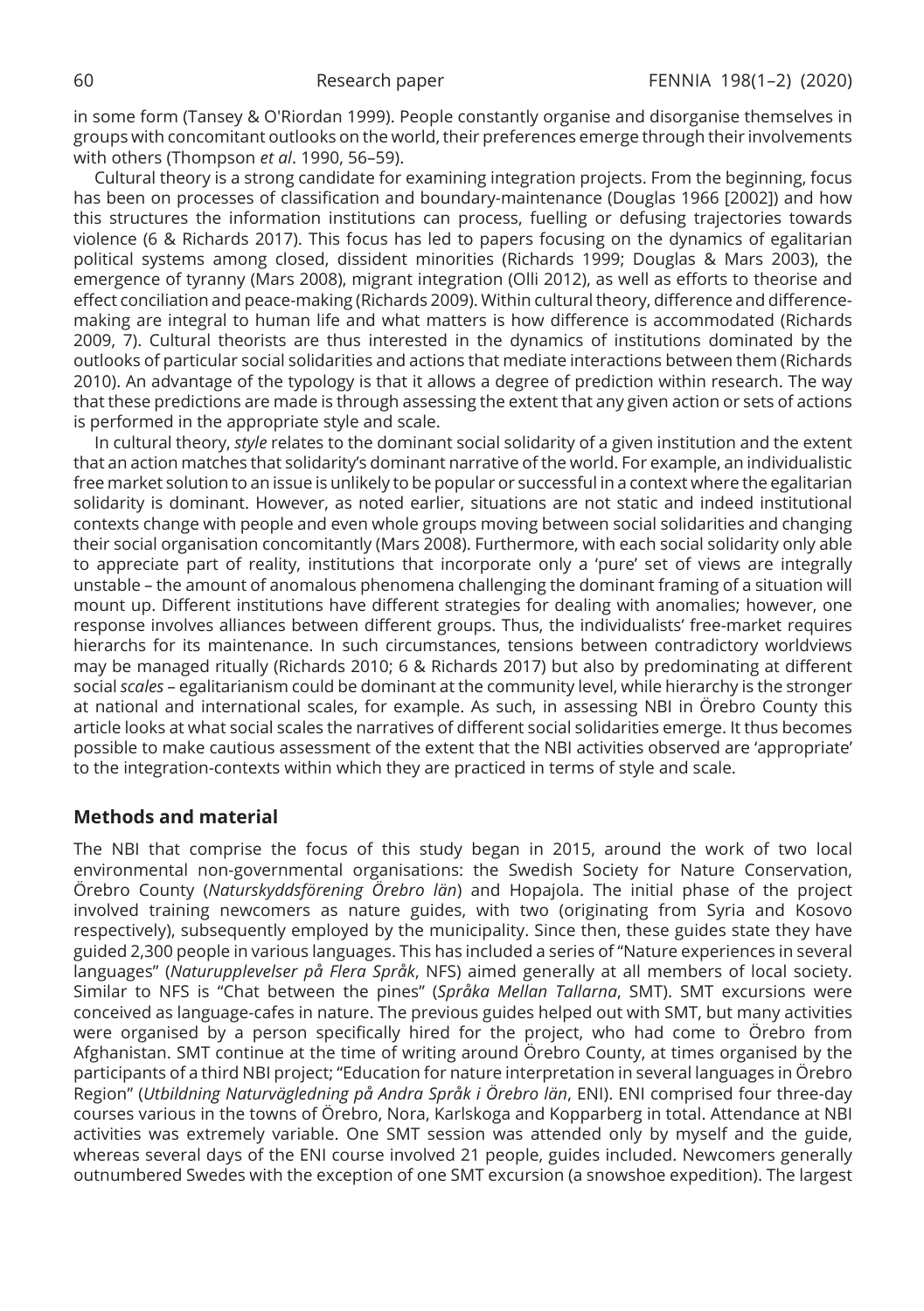in some form (Tansey & O'Riordan 1999). People constantly organise and disorganise themselves in groups with concomitant outlooks on the world, their preferences emerge through their involvements with others (Thompson *et al*. 1990, 56–59).

Cultural theory is a strong candidate for examining integration projects. From the beginning, focus has been on processes of classification and boundary-maintenance (Douglas 1966 [2002]) and how this structures the information institutions can process, fuelling or defusing trajectories towards violence (6 & Richards 2017). This focus has led to papers focusing on the dynamics of egalitarian political systems among closed, dissident minorities (Richards 1999; Douglas & Mars 2003), the emergence of tyranny (Mars 2008), migrant integration (Olli 2012), as well as efforts to theorise and effect conciliation and peace-making (Richards 2009). Within cultural theory, difference and difference-making are integral to human life and what matters is how difference is accommodated (Richards 2009, 7). Cultural theorists are thus interested in the dynamics of institutions dominated by the outlooks of particular social solidarities and actions that mediate interactions between them (Richards 2010). An advantage of the typology is that it allows a degree of prediction within research. The way that these predictions are made is through assessing the extent that any given action or sets of actions is performed in the appropriate style and scale.

In cultural theory, *style* relates to the dominant social solidarity of a given institution and the extent that an action matches that solidarity's dominant narrative of the world. For example, an individualistic free market solution to an issue is unlikely to be popular or successful in a context where the egalitarian solidarity is dominant. However, as noted earlier, situations are not static and indeed institutional contexts change with people and even whole groups moving between social solidarities and changing their social organisation concomitantly (Mars 2008). Furthermore, with each social solidarity only able to appreciate part of reality, institutions that incorporate only a 'pure' set of views are integrally unstable – the amount of anomalous phenomena challenging the dominant framing of a situation will mount up. Different institutions have different strategies for dealing with anomalies; however, one response involves alliances between different groups. Thus, the individualists' free-market requires hierarchs for its maintenance. In such circumstances, tensions between contradictory worldviews may be managed ritually (Richards 2010; 6 & Richards 2017) but also by predominating at different social *scales* – egalitarianism could be dominant at the community level, while hierarchy is the stronger at national and international scales, for example. As such, in assessing NBI in Örebro County this article looks at what social scales the narratives of different social solidarities emerge. It thus becomes possible to make cautious assessment of the extent that the NBI activities observed are 'appropriate' to the integration-contexts within which they are practiced in terms of style and scale.

## Methods and material

The NBI that comprise the focus of this study began in 2015, around the work of two local environmental non-governmental organisations: the Swedish Society for Nature Conservation, Örebro County (*Naturskyddsförening Örebro län*) and Hopajola. The initial phase of the project involved training newcomers as nature guides, with two (originating from Syria and Kosovo respectively), subsequently employed by the municipality. Since then, these guides state they have guided 2,300 people in various languages. This has included a series of "Nature experiences in several languages" (*Naturupplevelser på Flera Språk*, NFS) aimed generally at all members of local society. Similar to NFS is "Chat between the pines" (*Språka Mellan Tallarna*, SMT). SMT excursions were conceived as language-cafes in nature. The previous guides helped out with SMT, but many activities were organised by a person specifically hired for the project, who had come to Örebro from Afghanistan. SMT continue at the time of writing around Örebro County, at times organised by the participants of a third NBI project; "Education for nature interpretation in several languages in Örebro Region" (*Utbildning Naturvägledning på Andra Språk i Örebro län*, ENI). ENI comprised four three-day courses various in the towns of Örebro, Nora, Karlskoga and Kopparberg in total. Attendance at NBI activities was extremely variable. One SMT session was attended only by myself and the guide, whereas several days of the ENI course involved 21 people, guides included. Newcomers generally outnumbered Swedes with the exception of one SMT excursion (a snowshoe expedition). The largest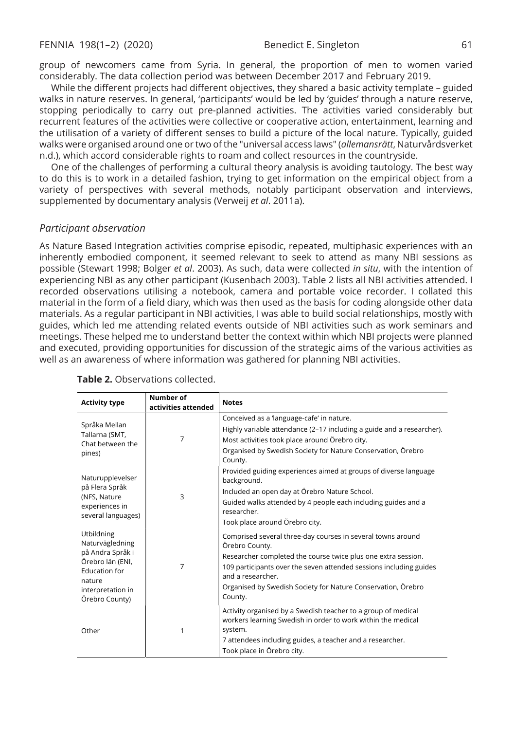group of newcomers came from Syria. In general, the proportion of men to women varied considerably. The data collection period was between December 2017 and February 2019.

While the different projects had different objectives, they shared a basic activity template – guided walks in nature reserves. In general, 'participants' would be led by 'guides' through a nature reserve, stopping periodically to carry out pre-planned activities. The activities varied considerably but recurrent features of the activities were collective or cooperative action, entertainment, learning and the utilisation of a variety of different senses to build a picture of the local nature. Typically, guided walks were organised around one or two of the "universal access laws" (*allemansrätt*, Naturvårdsverket n.d.), which accord considerable rights to roam and collect resources in the countryside.

One of the challenges of performing a cultural theory analysis is avoiding tautology. The best way to do this is to work in a detailed fashion, trying to get information on the empirical object from a variety of perspectives with several methods, notably participant observation and interviews, supplemented by documentary analysis (Verweij *et al*. 2011a).

### *Participant observation*

As Nature Based Integration activities comprise episodic, repeated, multiphasic experiences with an inherently embodied component, it seemed relevant to seek to attend as many NBI sessions as possible (Stewart 1998; Bolger *et al*. 2003). As such, data were collected *in situ*, with the intention of experiencing NBI as any other participant (Kusenbach 2003). Table 2 lists all NBI activities attended. I recorded observations utilising a notebook, camera and portable voice recorder. I collated this material in the form of a field diary, which was then used as the basis for coding alongside other data materials. As a regular participant in NBI activities, I was able to build social relationships, mostly with guides, which led me attending related events outside of NBI activities such as work seminars and meetings. These helped me to understand better the context within which NBI projects were planned and executed, providing opportunities for discussion of the strategic aims of the various activities as well as an awareness of where information was gathered for planning NBI activities.

**Table 2.** Observations collected.

| Activity type | Number of activities attended | Notes |
|---|---|---|
| Språka Mellan Tallarna (SMT, Chat between the pines) | 7 | Conceived as a 'language-cafe' in nature.<br>Highly variable attendance (2–17 including a guide and a researcher).<br>Most activities took place around Örebro city.<br>Organised by Swedish Society for Nature Conservation, Örebro County. |
| Naturupplevelser på Flera Språk (NFS, Nature experiences in several languages) | 3 | Provided guiding experiences aimed at groups of diverse language background.<br>Included an open day at Örebro Nature School.<br>Guided walks attended by 4 people each including guides and a researcher.<br>Took place around Örebro city. |
| Utbildning Naturvägledning på Andra Språk i Örebro län (ENI, Education for nature interpretation in Örebro County) | 7 | Comprised several three-day courses in several towns around Örebro County.<br>Researcher completed the course twice plus one extra session.<br>109 participants over the seven attended sessions including guides and a researcher.<br>Organised by Swedish Society for Nature Conservation, Örebro County. |
| Other | 1 | Activity organised by a Swedish teacher to a group of medical workers learning Swedish in order to work within the medical system.<br>7 attendees including guides, a teacher and a researcher.<br>Took place in Örebro city. |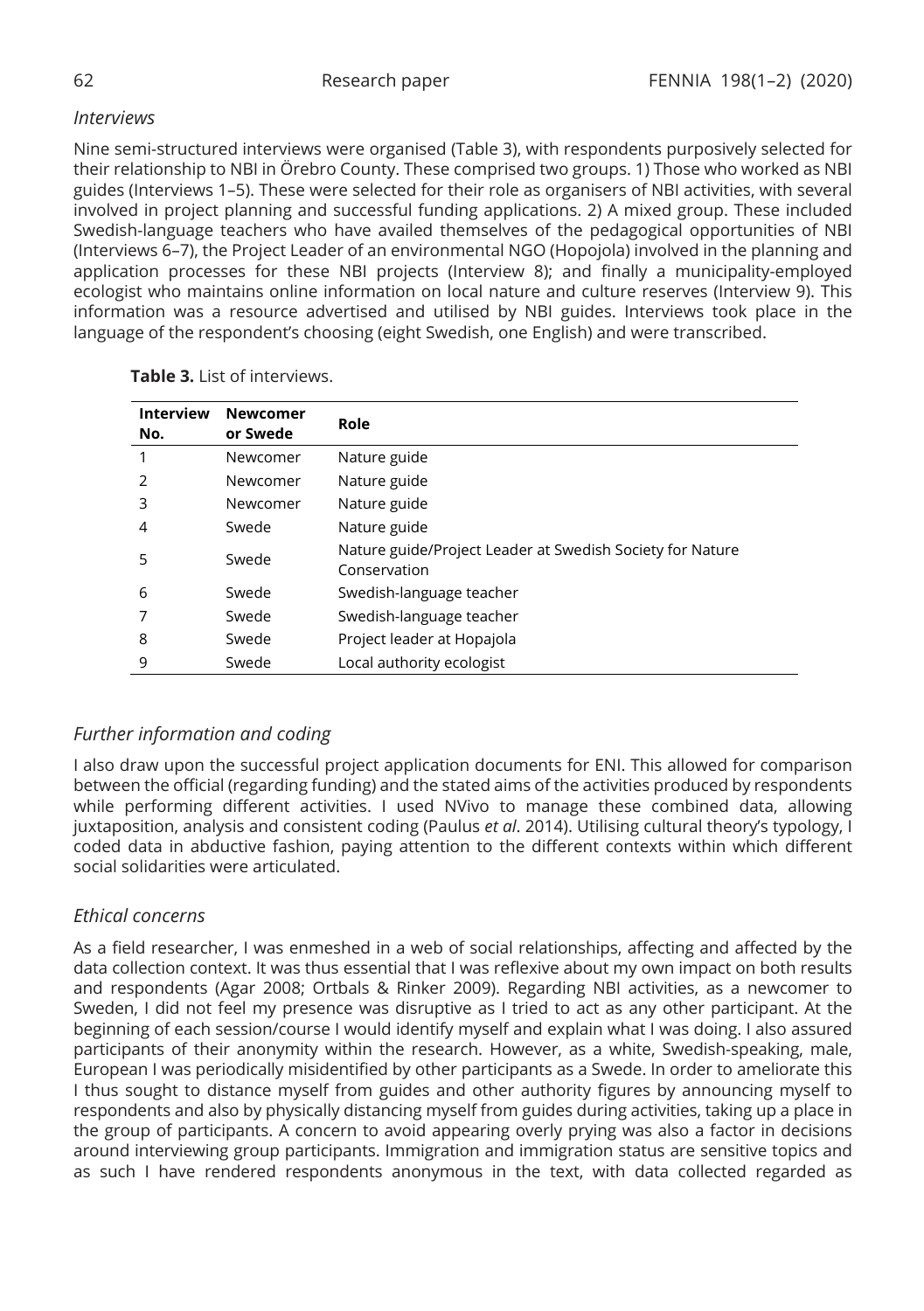### *Interviews*

Nine semi-structured interviews were organised (Table 3), with respondents purposively selected for their relationship to NBI in Örebro County. These comprised two groups. 1) Those who worked as NBI guides (Interviews 1–5). These were selected for their role as organisers of NBI activities, with several involved in project planning and successful funding applications. 2) A mixed group. These included Swedish-language teachers who have availed themselves of the pedagogical opportunities of NBI (Interviews 6–7), the Project Leader of an environmental NGO (Hopojola) involved in the planning and application processes for these NBI projects (Interview 8); and finally a municipality-employed ecologist who maintains online information on local nature and culture reserves (Interview 9). This information was a resource advertised and utilised by NBI guides. Interviews took place in the language of the respondent's choosing (eight Swedish, one English) and were transcribed.

**Table 3.** List of interviews.

| Interview No. | Newcomer or Swede | Role |
|---|---|---|
| 1 | Newcomer | Nature guide |
| 2 | Newcomer | Nature guide |
| 3 | Newcomer | Nature guide |
| 4 | Swede | Nature guide |
| 5 | Swede | Nature guide/Project Leader at Swedish Society for Nature Conservation |
| 6 | Swede | Swedish-language teacher |
| 7 | Swede | Swedish-language teacher |
| 8 | Swede | Project leader at Hopajola |
| 9 | Swede | Local authority ecologist |

### *Further information and coding*

I also draw upon the successful project application documents for ENI. This allowed for comparison between the official (regarding funding) and the stated aims of the activities produced by respondents while performing different activities. I used NVivo to manage these combined data, allowing juxtaposition, analysis and consistent coding (Paulus *et al*. 2014). Utilising cultural theory's typology, I coded data in abductive fashion, paying attention to the different contexts within which different social solidarities were articulated.

### *Ethical concerns*

As a field researcher, I was enmeshed in a web of social relationships, affecting and affected by the data collection context. It was thus essential that I was reflexive about my own impact on both results and respondents (Agar 2008; Ortbals & Rinker 2009). Regarding NBI activities, as a newcomer to Sweden, I did not feel my presence was disruptive as I tried to act as any other participant. At the beginning of each session/course I would identify myself and explain what I was doing. I also assured participants of their anonymity within the research. However, as a white, Swedish-speaking, male, European I was periodically misidentified by other participants as a Swede. In order to ameliorate this I thus sought to distance myself from guides and other authority figures by announcing myself to respondents and also by physically distancing myself from guides during activities, taking up a place in the group of participants. A concern to avoid appearing overly prying was also a factor in decisions around interviewing group participants. Immigration and immigration status are sensitive topics and as such I have rendered respondents anonymous in the text, with data collected regarded as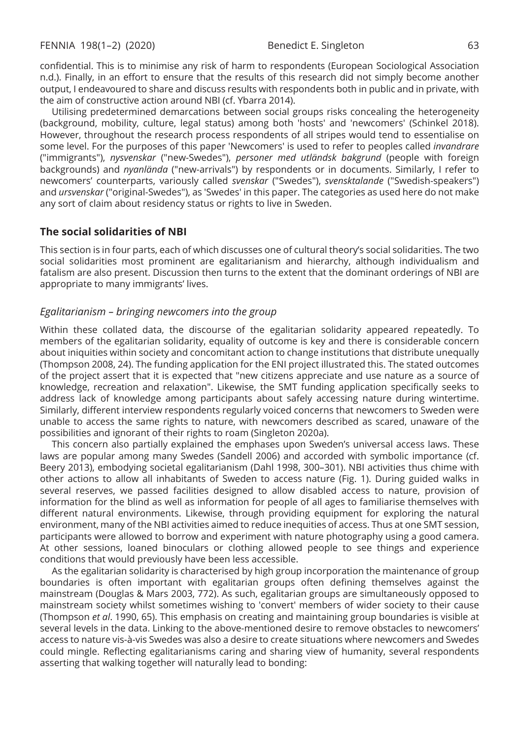confidential. This is to minimise any risk of harm to respondents (European Sociological Association n.d.). Finally, in an effort to ensure that the results of this research did not simply become another output, I endeavoured to share and discuss results with respondents both in public and in private, with the aim of constructive action around NBI (cf. Ybarra 2014).

Utilising predetermined demarcations between social groups risks concealing the heterogeneity (background, mobility, culture, legal status) among both 'hosts' and 'newcomers' (Schinkel 2018). However, throughout the research process respondents of all stripes would tend to essentialise on some level. For the purposes of this paper 'Newcomers' is used to refer to peoples called *invandrare* ("immigrants"), *nysvenskar* ("new-Swedes"), *personer med utländsk bakgrund* (people with foreign backgrounds) and *nyanlända* ("new-arrivals") by respondents or in documents. Similarly, I refer to newcomers' counterparts, variously called *svenskar* ("Swedes"), *svensktalande* ("Swedish-speakers") and *ursvenskar* ("original-Swedes"), as 'Swedes' in this paper. The categories as used here do not make any sort of claim about residency status or rights to live in Sweden.

## The social solidarities of NBI

This section is in four parts, each of which discusses one of cultural theory's social solidarities. The two social solidarities most prominent are egalitarianism and hierarchy, although individualism and fatalism are also present. Discussion then turns to the extent that the dominant orderings of NBI are appropriate to many immigrants' lives.

### *Egalitarianism – bringing newcomers into the group*

Within these collated data, the discourse of the egalitarian solidarity appeared repeatedly. To members of the egalitarian solidarity, equality of outcome is key and there is considerable concern about iniquities within society and concomitant action to change institutions that distribute unequally (Thompson 2008, 24). The funding application for the ENI project illustrated this. The stated outcomes of the project assert that it is expected that "new citizens appreciate and use nature as a source of knowledge, recreation and relaxation". Likewise, the SMT funding application specifically seeks to address lack of knowledge among participants about safely accessing nature during wintertime. Similarly, different interview respondents regularly voiced concerns that newcomers to Sweden were unable to access the same rights to nature, with newcomers described as scared, unaware of the possibilities and ignorant of their rights to roam (Singleton 2020a).

This concern also partially explained the emphases upon Sweden's universal access laws. These laws are popular among many Swedes (Sandell 2006) and accorded with symbolic importance (cf. Beery 2013), embodying societal egalitarianism (Dahl 1998, 300–301). NBI activities thus chime with other actions to allow all inhabitants of Sweden to access nature (Fig. 1). During guided walks in several reserves, we passed facilities designed to allow disabled access to nature, provision of information for the blind as well as information for people of all ages to familiarise themselves with different natural environments. Likewise, through providing equipment for exploring the natural environment, many of the NBI activities aimed to reduce inequities of access. Thus at one SMT session, participants were allowed to borrow and experiment with nature photography using a good camera. At other sessions, loaned binoculars or clothing allowed people to see things and experience conditions that would previously have been less accessible.

As the egalitarian solidarity is characterised by high group incorporation the maintenance of group boundaries is often important with egalitarian groups often defining themselves against the mainstream (Douglas & Mars 2003, 772). As such, egalitarian groups are simultaneously opposed to mainstream society whilst sometimes wishing to 'convert' members of wider society to their cause (Thompson *et al*. 1990, 65). This emphasis on creating and maintaining group boundaries is visible at several levels in the data. Linking to the above-mentioned desire to remove obstacles to newcomers' access to nature vis-à-vis Swedes was also a desire to create situations where newcomers and Swedes could mingle. Reflecting egalitarianisms caring and sharing view of humanity, several respondents asserting that walking together will naturally lead to bonding: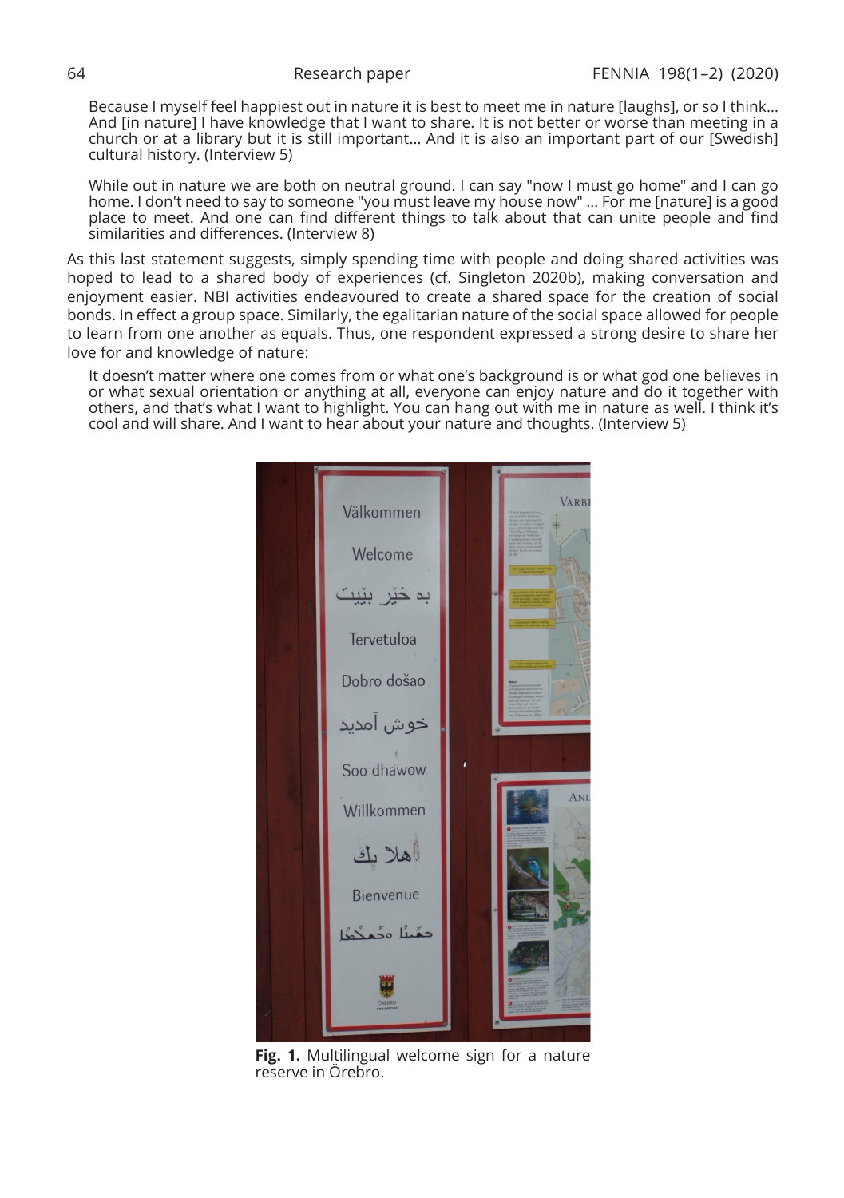Because I myself feel happiest out in nature it is best to meet me in nature [laughs], or so I think... And [in nature] I have knowledge that I want to share. It is not better or worse than meeting in a church or at a library but it is still important... And it is also an important part of our [Swedish] cultural history. (Interview 5)

While out in nature we are both on neutral ground. I can say "now I must go home" and I can go home. I don't need to say to someone "you must leave my house now" ... For me [nature] is a good place to meet. And one can find different things to talk about that can unite people and find similarities and differences. (Interview 8)

As this last statement suggests, simply spending time with people and doing shared activities was hoped to lead to a shared body of experiences (cf. Singleton 2020b), making conversation and enjoyment easier. NBI activities endeavoured to create a shared space for the creation of social bonds. In effect a group space. Similarly, the egalitarian nature of the social space allowed for people to learn from one another as equals. Thus, one respondent expressed a strong desire to share her love for and knowledge of nature:

It doesn't matter where one comes from or what one's background is or what god one believes in or what sexual orientation or anything at all, everyone can enjoy nature and do it together with others, and that's what I want to highlight. You can hang out with me in nature as well. I think it's cool and will share. And I want to hear about your nature and thoughts. (Interview 5)

**Fig. 1.** Multilingual welcome sign for a nature reserve in Örebro.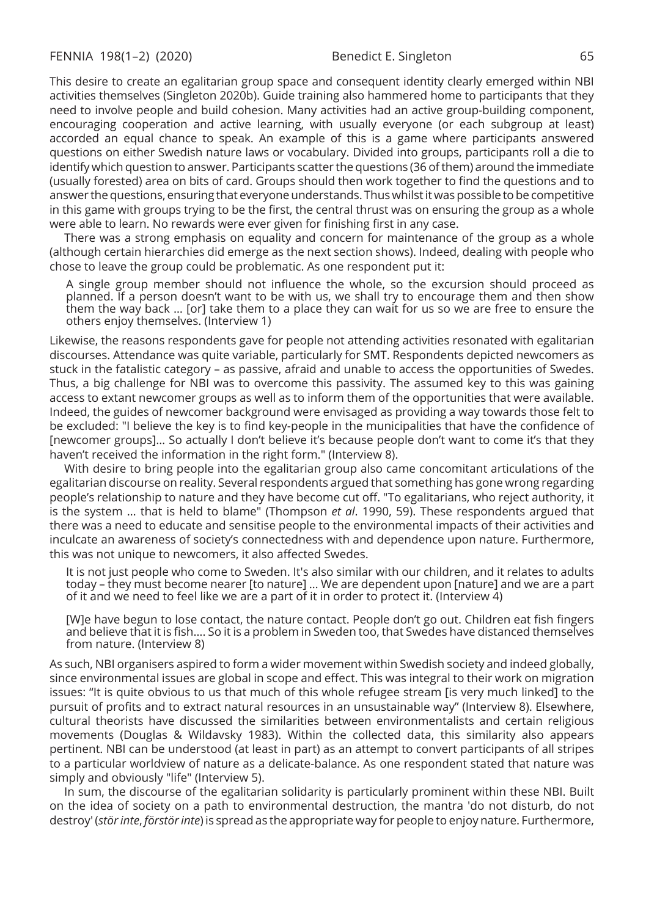This desire to create an egalitarian group space and consequent identity clearly emerged within NBI activities themselves (Singleton 2020b). Guide training also hammered home to participants that they need to involve people and build cohesion. Many activities had an active group-building component, encouraging cooperation and active learning, with usually everyone (or each subgroup at least) accorded an equal chance to speak. An example of this is a game where participants answered questions on either Swedish nature laws or vocabulary. Divided into groups, participants roll a die to identify which question to answer. Participants scatter the questions (36 of them) around the immediate (usually forested) area on bits of card. Groups should then work together to find the questions and to answer the questions, ensuring that everyone understands. Thus whilst it was possible to be competitive in this game with groups trying to be the first, the central thrust was on ensuring the group as a whole were able to learn. No rewards were ever given for finishing first in any case.

There was a strong emphasis on equality and concern for maintenance of the group as a whole (although certain hierarchies did emerge as the next section shows). Indeed, dealing with people who chose to leave the group could be problematic. As one respondent put it:

> A single group member should not influence the whole, so the excursion should proceed as planned. If a person doesn't want to be with us, we shall try to encourage them and then show them the way back ... [or] take them to a place they can wait for us so we are free to ensure the others enjoy themselves. (Interview 1)

Likewise, the reasons respondents gave for people not attending activities resonated with egalitarian discourses. Attendance was quite variable, particularly for SMT. Respondents depicted newcomers as stuck in the fatalistic category – as passive, afraid and unable to access the opportunities of Swedes. Thus, a big challenge for NBI was to overcome this passivity. The assumed key to this was gaining access to extant newcomer groups as well as to inform them of the opportunities that were available. Indeed, the guides of newcomer background were envisaged as providing a way towards those felt to be excluded: "I believe the key is to find key-people in the municipalities that have the confidence of [newcomer groups]... So actually I don't believe it's because people don't want to come it's that they haven't received the information in the right form." (Interview 8).

With desire to bring people into the egalitarian group also came concomitant articulations of the egalitarian discourse on reality. Several respondents argued that something has gone wrong regarding people's relationship to nature and they have become cut off. "To egalitarians, who reject authority, it is the system ... that is held to blame" (Thompson *et al*. 1990, 59). These respondents argued that there was a need to educate and sensitise people to the environmental impacts of their activities and inculcate an awareness of society's connectedness with and dependence upon nature. Furthermore, this was not unique to newcomers, it also affected Swedes.

> It is not just people who come to Sweden. It's also similar with our children, and it relates to adults today – they must become nearer [to nature] ... We are dependent upon [nature] and we are a part of it and we need to feel like we are a part of it in order to protect it. (Interview 4)

> [W]e have begun to lose contact, the nature contact. People don't go out. Children eat fish fingers and believe that it is fish.... So it is a problem in Sweden too, that Swedes have distanced themselves from nature. (Interview 8)

As such, NBI organisers aspired to form a wider movement within Swedish society and indeed globally, since environmental issues are global in scope and effect. This was integral to their work on migration issues: "It is quite obvious to us that much of this whole refugee stream [is very much linked] to the pursuit of profits and to extract natural resources in an unsustainable way" (Interview 8). Elsewhere, cultural theorists have discussed the similarities between environmentalists and certain religious movements (Douglas & Wildavsky 1983). Within the collected data, this similarity also appears pertinent. NBI can be understood (at least in part) as an attempt to convert participants of all stripes to a particular worldview of nature as a delicate-balance. As one respondent stated that nature was simply and obviously "life" (Interview 5).

In sum, the discourse of the egalitarian solidarity is particularly prominent within these NBI. Built on the idea of society on a path to environmental destruction, the mantra 'do not disturb, do not destroy' (*stör inte*, *förstör inte*) is spread as the appropriate way for people to enjoy nature. Furthermore,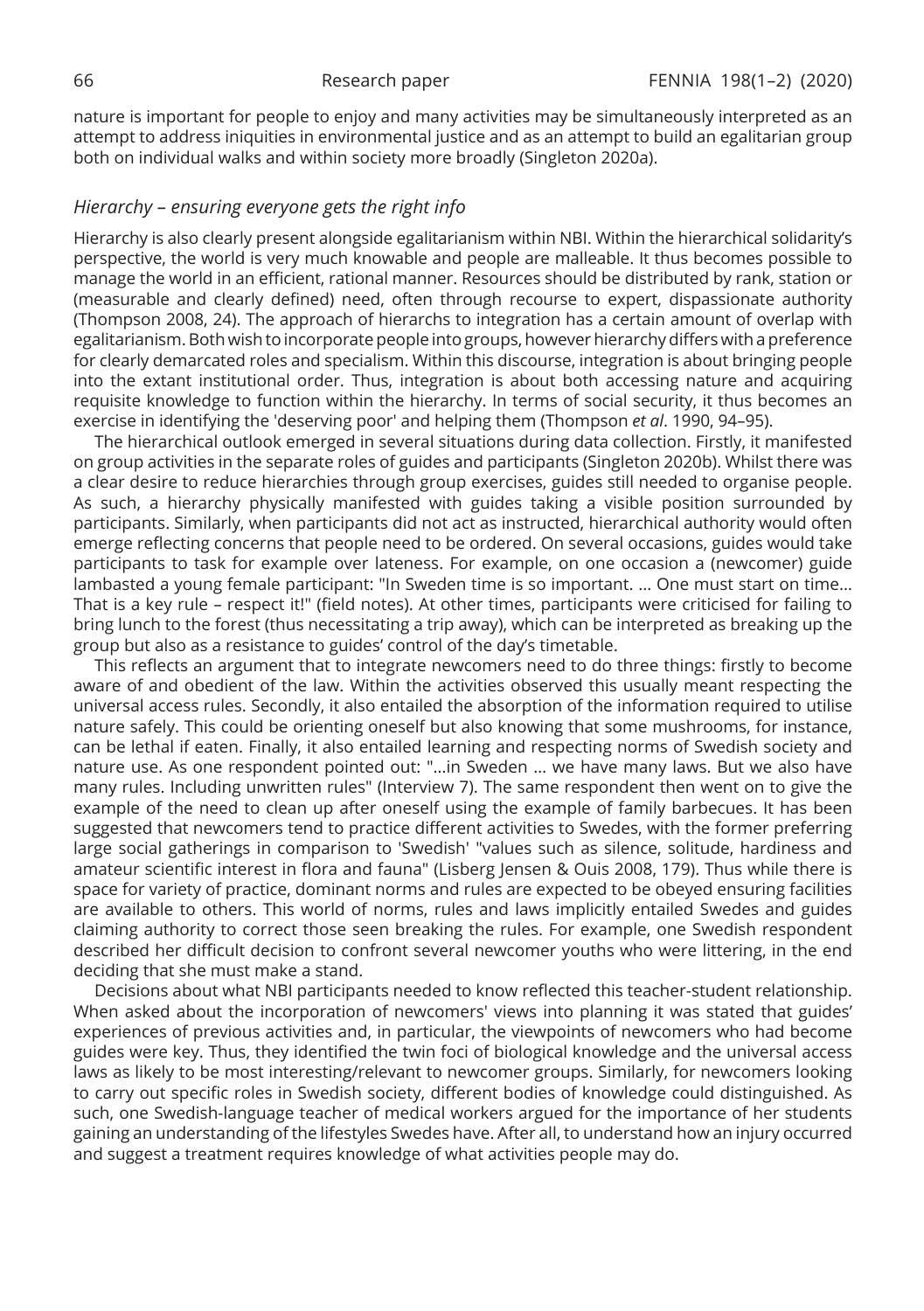nature is important for people to enjoy and many activities may be simultaneously interpreted as an attempt to address iniquities in environmental justice and as an attempt to build an egalitarian group both on individual walks and within society more broadly (Singleton 2020a).

### *Hierarchy – ensuring everyone gets the right info*

Hierarchy is also clearly present alongside egalitarianism within NBI. Within the hierarchical solidarity's perspective, the world is very much knowable and people are malleable. It thus becomes possible to manage the world in an efficient, rational manner. Resources should be distributed by rank, station or (measurable and clearly defined) need, often through recourse to expert, dispassionate authority (Thompson 2008, 24). The approach of hierarchs to integration has a certain amount of overlap with egalitarianism. Both wish to incorporate people into groups, however hierarchy differs with a preference for clearly demarcated roles and specialism. Within this discourse, integration is about bringing people into the extant institutional order. Thus, integration is about both accessing nature and acquiring requisite knowledge to function within the hierarchy. In terms of social security, it thus becomes an exercise in identifying the 'deserving poor' and helping them (Thompson *et al*. 1990, 94–95).

The hierarchical outlook emerged in several situations during data collection. Firstly, it manifested on group activities in the separate roles of guides and participants (Singleton 2020b). Whilst there was a clear desire to reduce hierarchies through group exercises, guides still needed to organise people. As such, a hierarchy physically manifested with guides taking a visible position surrounded by participants. Similarly, when participants did not act as instructed, hierarchical authority would often emerge reflecting concerns that people need to be ordered. On several occasions, guides would take participants to task for example over lateness. For example, on one occasion a (newcomer) guide lambasted a young female participant: "In Sweden time is so important. ... One must start on time... That is a key rule – respect it!" (field notes). At other times, participants were criticised for failing to bring lunch to the forest (thus necessitating a trip away), which can be interpreted as breaking up the group but also as a resistance to guides' control of the day's timetable.

This reflects an argument that to integrate newcomers need to do three things: firstly to become aware of and obedient of the law. Within the activities observed this usually meant respecting the universal access rules. Secondly, it also entailed the absorption of the information required to utilise nature safely. This could be orienting oneself but also knowing that some mushrooms, for instance, can be lethal if eaten. Finally, it also entailed learning and respecting norms of Swedish society and nature use. As one respondent pointed out: "...in Sweden ... we have many laws. But we also have many rules. Including unwritten rules" (Interview 7). The same respondent then went on to give the example of the need to clean up after oneself using the example of family barbecues. It has been suggested that newcomers tend to practice different activities to Swedes, with the former preferring large social gatherings in comparison to 'Swedish' "values such as silence, solitude, hardiness and amateur scientific interest in flora and fauna" (Lisberg Jensen & Ouis 2008, 179). Thus while there is space for variety of practice, dominant norms and rules are expected to be obeyed ensuring facilities are available to others. This world of norms, rules and laws implicitly entailed Swedes and guides claiming authority to correct those seen breaking the rules. For example, one Swedish respondent described her difficult decision to confront several newcomer youths who were littering, in the end deciding that she must make a stand.

Decisions about what NBI participants needed to know reflected this teacher-student relationship. When asked about the incorporation of newcomers' views into planning it was stated that guides' experiences of previous activities and, in particular, the viewpoints of newcomers who had become guides were key. Thus, they identified the twin foci of biological knowledge and the universal access laws as likely to be most interesting/relevant to newcomer groups. Similarly, for newcomers looking to carry out specific roles in Swedish society, different bodies of knowledge could distinguished. As such, one Swedish-language teacher of medical workers argued for the importance of her students gaining an understanding of the lifestyles Swedes have. After all, to understand how an injury occurred and suggest a treatment requires knowledge of what activities people may do.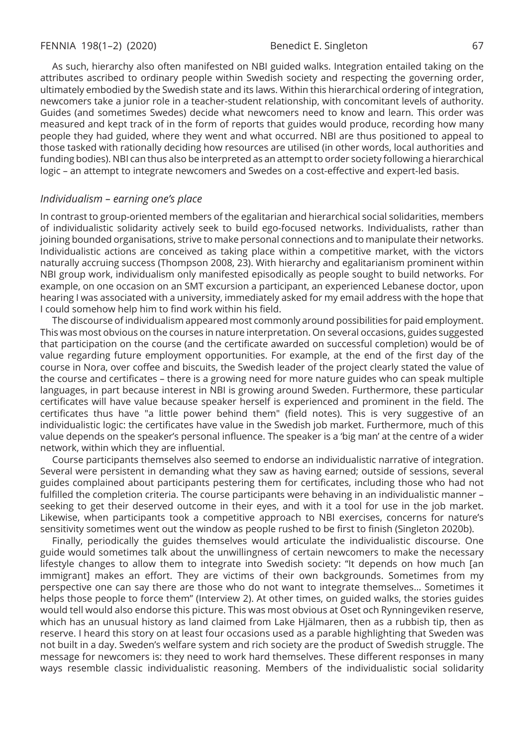As such, hierarchy also often manifested on NBI guided walks. Integration entailed taking on the attributes ascribed to ordinary people within Swedish society and respecting the governing order, ultimately embodied by the Swedish state and its laws. Within this hierarchical ordering of integration, newcomers take a junior role in a teacher-student relationship, with concomitant levels of authority. Guides (and sometimes Swedes) decide what newcomers need to know and learn. This order was measured and kept track of in the form of reports that guides would produce, recording how many people they had guided, where they went and what occurred. NBI are thus positioned to appeal to those tasked with rationally deciding how resources are utilised (in other words, local authorities and funding bodies). NBI can thus also be interpreted as an attempt to order society following a hierarchical logic – an attempt to integrate newcomers and Swedes on a cost-effective and expert-led basis.

### *Individualism – earning one's place*

In contrast to group-oriented members of the egalitarian and hierarchical social solidarities, members of individualistic solidarity actively seek to build ego-focused networks. Individualists, rather than joining bounded organisations, strive to make personal connections and to manipulate their networks. Individualistic actions are conceived as taking place within a competitive market, with the victors naturally accruing success (Thompson 2008, 23). With hierarchy and egalitarianism prominent within NBI group work, individualism only manifested episodically as people sought to build networks. For example, on one occasion on an SMT excursion a participant, an experienced Lebanese doctor, upon hearing I was associated with a university, immediately asked for my email address with the hope that I could somehow help him to find work within his field.

The discourse of individualism appeared most commonly around possibilities for paid employment. This was most obvious on the courses in nature interpretation. On several occasions, guides suggested that participation on the course (and the certificate awarded on successful completion) would be of value regarding future employment opportunities. For example, at the end of the first day of the course in Nora, over coffee and biscuits, the Swedish leader of the project clearly stated the value of the course and certificates – there is a growing need for more nature guides who can speak multiple languages, in part because interest in NBI is growing around Sweden. Furthermore, these particular certificates will have value because speaker herself is experienced and prominent in the field. The certificates thus have "a little power behind them" (field notes). This is very suggestive of an individualistic logic: the certificates have value in the Swedish job market. Furthermore, much of this value depends on the speaker's personal influence. The speaker is a 'big man' at the centre of a wider network, within which they are influential.

Course participants themselves also seemed to endorse an individualistic narrative of integration. Several were persistent in demanding what they saw as having earned; outside of sessions, several guides complained about participants pestering them for certificates, including those who had not fulfilled the completion criteria. The course participants were behaving in an individualistic manner – seeking to get their deserved outcome in their eyes, and with it a tool for use in the job market. Likewise, when participants took a competitive approach to NBI exercises, concerns for nature's sensitivity sometimes went out the window as people rushed to be first to finish (Singleton 2020b).

Finally, periodically the guides themselves would articulate the individualistic discourse. One guide would sometimes talk about the unwillingness of certain newcomers to make the necessary lifestyle changes to allow them to integrate into Swedish society: "It depends on how much [an immigrant] makes an effort. They are victims of their own backgrounds. Sometimes from my perspective one can say there are those who do not want to integrate themselves… Sometimes it helps those people to force them" (Interview 2). At other times, on guided walks, the stories guides would tell would also endorse this picture. This was most obvious at Oset och Rynningeviken reserve, which has an unusual history as land claimed from Lake Hjälmaren, then as a rubbish tip, then as reserve. I heard this story on at least four occasions used as a parable highlighting that Sweden was not built in a day. Sweden's welfare system and rich society are the product of Swedish struggle. The message for newcomers is: they need to work hard themselves. These different responses in many ways resemble classic individualistic reasoning. Members of the individualistic social solidarity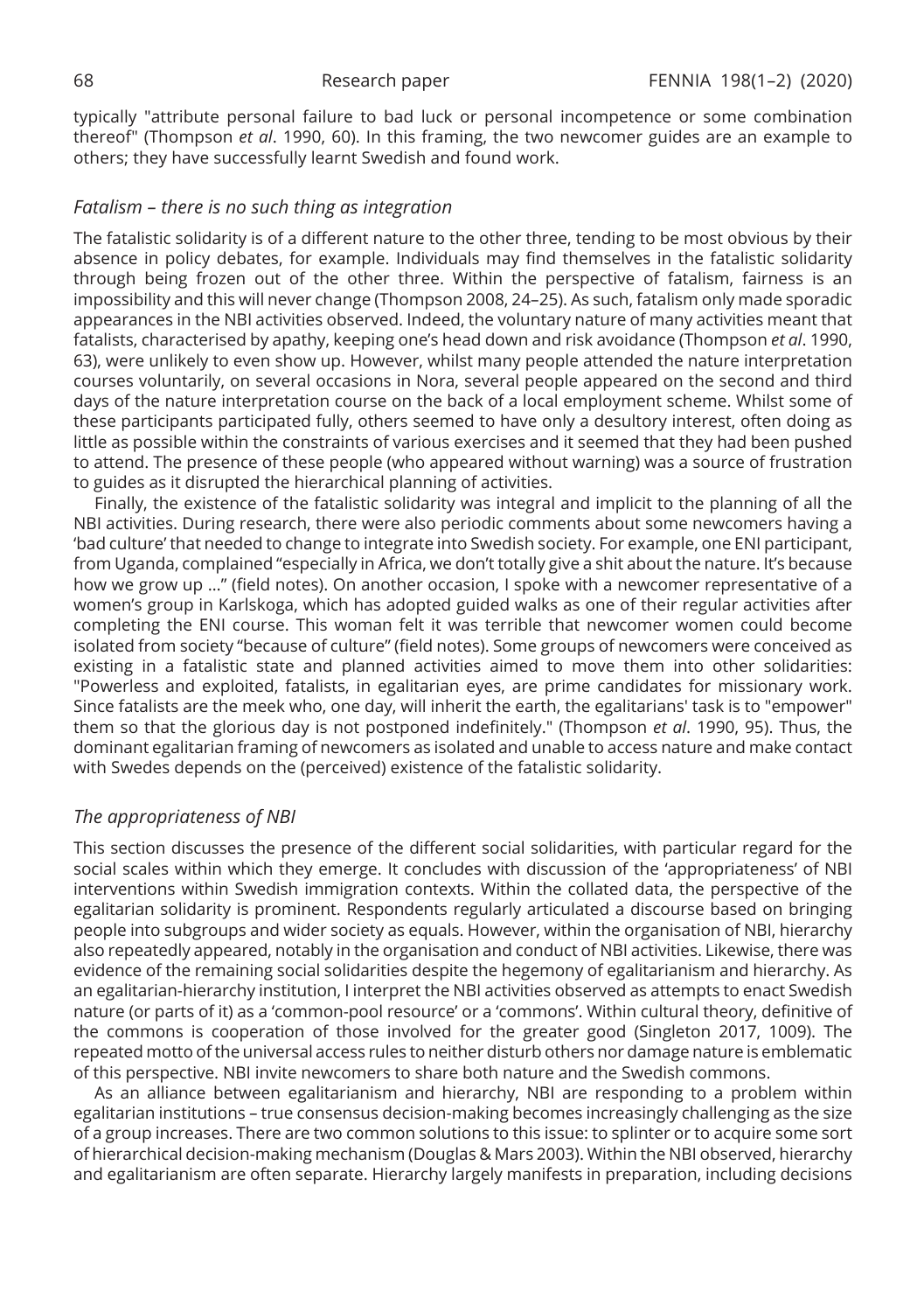typically "attribute personal failure to bad luck or personal incompetence or some combination thereof" (Thompson *et al*. 1990, 60). In this framing, the two newcomer guides are an example to others; they have successfully learnt Swedish and found work.

### *Fatalism – there is no such thing as integration*

The fatalistic solidarity is of a different nature to the other three, tending to be most obvious by their absence in policy debates, for example. Individuals may find themselves in the fatalistic solidarity through being frozen out of the other three. Within the perspective of fatalism, fairness is an impossibility and this will never change (Thompson 2008, 24–25). As such, fatalism only made sporadic appearances in the NBI activities observed. Indeed, the voluntary nature of many activities meant that fatalists, characterised by apathy, keeping one's head down and risk avoidance (Thompson *et al*. 1990, 63), were unlikely to even show up. However, whilst many people attended the nature interpretation courses voluntarily, on several occasions in Nora, several people appeared on the second and third days of the nature interpretation course on the back of a local employment scheme. Whilst some of these participants participated fully, others seemed to have only a desultory interest, often doing as little as possible within the constraints of various exercises and it seemed that they had been pushed to attend. The presence of these people (who appeared without warning) was a source of frustration to guides as it disrupted the hierarchical planning of activities.

Finally, the existence of the fatalistic solidarity was integral and implicit to the planning of all the NBI activities. During research, there were also periodic comments about some newcomers having a 'bad culture' that needed to change to integrate into Swedish society. For example, one ENI participant, from Uganda, complained "especially in Africa, we don't totally give a shit about the nature. It's because how we grow up ..." (field notes). On another occasion, I spoke with a newcomer representative of a women's group in Karlskoga, which has adopted guided walks as one of their regular activities after completing the ENI course. This woman felt it was terrible that newcomer women could become isolated from society "because of culture" (field notes). Some groups of newcomers were conceived as existing in a fatalistic state and planned activities aimed to move them into other solidarities: "Powerless and exploited, fatalists, in egalitarian eyes, are prime candidates for missionary work. Since fatalists are the meek who, one day, will inherit the earth, the egalitarians' task is to "empower" them so that the glorious day is not postponed indefinitely." (Thompson *et al*. 1990, 95). Thus, the dominant egalitarian framing of newcomers as isolated and unable to access nature and make contact with Swedes depends on the (perceived) existence of the fatalistic solidarity.

### *The appropriateness of NBI*

This section discusses the presence of the different social solidarities, with particular regard for the social scales within which they emerge. It concludes with discussion of the 'appropriateness' of NBI interventions within Swedish immigration contexts. Within the collated data, the perspective of the egalitarian solidarity is prominent. Respondents regularly articulated a discourse based on bringing people into subgroups and wider society as equals. However, within the organisation of NBI, hierarchy also repeatedly appeared, notably in the organisation and conduct of NBI activities. Likewise, there was evidence of the remaining social solidarities despite the hegemony of egalitarianism and hierarchy. As an egalitarian-hierarchy institution, I interpret the NBI activities observed as attempts to enact Swedish nature (or parts of it) as a 'common-pool resource' or a 'commons'. Within cultural theory, definitive of the commons is cooperation of those involved for the greater good (Singleton 2017, 1009). The repeated motto of the universal access rules to neither disturb others nor damage nature is emblematic of this perspective. NBI invite newcomers to share both nature and the Swedish commons.

As an alliance between egalitarianism and hierarchy, NBI are responding to a problem within egalitarian institutions – true consensus decision-making becomes increasingly challenging as the size of a group increases. There are two common solutions to this issue: to splinter or to acquire some sort of hierarchical decision-making mechanism (Douglas & Mars 2003). Within the NBI observed, hierarchy and egalitarianism are often separate. Hierarchy largely manifests in preparation, including decisions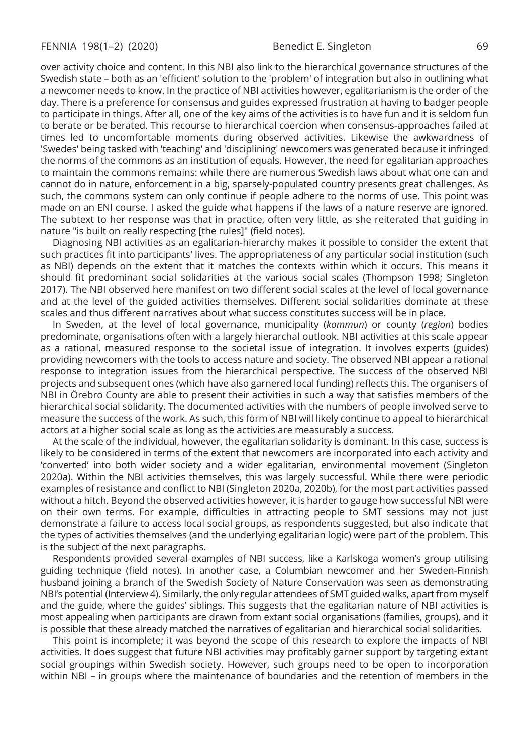over activity choice and content. In this NBI also link to the hierarchical governance structures of the Swedish state – both as an 'efficient' solution to the 'problem' of integration but also in outlining what a newcomer needs to know. In the practice of NBI activities however, egalitarianism is the order of the day. There is a preference for consensus and guides expressed frustration at having to badger people to participate in things. After all, one of the key aims of the activities is to have fun and it is seldom fun to berate or be berated. This recourse to hierarchical coercion when consensus-approaches failed at times led to uncomfortable moments during observed activities. Likewise the awkwardness of 'Swedes' being tasked with 'teaching' and 'disciplining' newcomers was generated because it infringed the norms of the commons as an institution of equals. However, the need for egalitarian approaches to maintain the commons remains: while there are numerous Swedish laws about what one can and cannot do in nature, enforcement in a big, sparsely-populated country presents great challenges. As such, the commons system can only continue if people adhere to the norms of use. This point was made on an ENI course. I asked the guide what happens if the laws of a nature reserve are ignored. The subtext to her response was that in practice, often very little, as she reiterated that guiding in nature "is built on really respecting [the rules]" (field notes).

Diagnosing NBI activities as an egalitarian-hierarchy makes it possible to consider the extent that such practices fit into participants' lives. The appropriateness of any particular social institution (such as NBI) depends on the extent that it matches the contexts within which it occurs. This means it should fit predominant social solidarities at the various social scales (Thompson 1998; Singleton 2017). The NBI observed here manifest on two different social scales at the level of local governance and at the level of the guided activities themselves. Different social solidarities dominate at these scales and thus different narratives about what success constitutes success will be in place.

In Sweden, at the level of local governance, municipality (*kommun*) or county (*region*) bodies predominate, organisations often with a largely hierarchal outlook. NBI activities at this scale appear as a rational, measured response to the societal issue of integration. It involves experts (guides) providing newcomers with the tools to access nature and society. The observed NBI appear a rational response to integration issues from the hierarchical perspective. The success of the observed NBI projects and subsequent ones (which have also garnered local funding) reflects this. The organisers of NBI in Örebro County are able to present their activities in such a way that satisfies members of the hierarchical social solidarity. The documented activities with the numbers of people involved serve to measure the success of the work. As such, this form of NBI will likely continue to appeal to hierarchical actors at a higher social scale as long as the activities are measurably a success.

At the scale of the individual, however, the egalitarian solidarity is dominant. In this case, success is likely to be considered in terms of the extent that newcomers are incorporated into each activity and 'converted' into both wider society and a wider egalitarian, environmental movement (Singleton 2020a). Within the NBI activities themselves, this was largely successful. While there were periodic examples of resistance and conflict to NBI (Singleton 2020a, 2020b), for the most part activities passed without a hitch. Beyond the observed activities however, it is harder to gauge how successful NBI were on their own terms. For example, difficulties in attracting people to SMT sessions may not just demonstrate a failure to access local social groups, as respondents suggested, but also indicate that the types of activities themselves (and the underlying egalitarian logic) were part of the problem. This is the subject of the next paragraphs.

Respondents provided several examples of NBI success, like a Karlskoga women's group utilising guiding technique (field notes). In another case, a Columbian newcomer and her Sweden-Finnish husband joining a branch of the Swedish Society of Nature Conservation was seen as demonstrating NBI's potential (Interview 4). Similarly, the only regular attendees of SMT guided walks, apart from myself and the guide, where the guides' siblings. This suggests that the egalitarian nature of NBI activities is most appealing when participants are drawn from extant social organisations (families, groups), and it is possible that these already matched the narratives of egalitarian and hierarchical social solidarities.

This point is incomplete; it was beyond the scope of this research to explore the impacts of NBI activities. It does suggest that future NBI activities may profitably garner support by targeting extant social groupings within Swedish society. However, such groups need to be open to incorporation within NBI – in groups where the maintenance of boundaries and the retention of members in the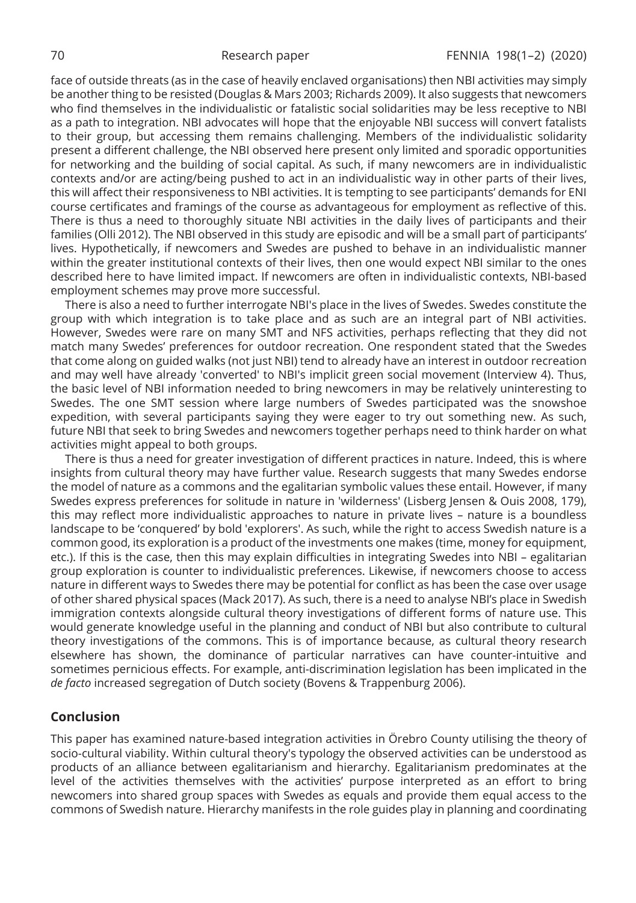face of outside threats (as in the case of heavily enclaved organisations) then NBI activities may simply be another thing to be resisted (Douglas & Mars 2003; Richards 2009). It also suggests that newcomers who find themselves in the individualistic or fatalistic social solidarities may be less receptive to NBI as a path to integration. NBI advocates will hope that the enjoyable NBI success will convert fatalists to their group, but accessing them remains challenging. Members of the individualistic solidarity present a different challenge, the NBI observed here present only limited and sporadic opportunities for networking and the building of social capital. As such, if many newcomers are in individualistic contexts and/or are acting/being pushed to act in an individualistic way in other parts of their lives, this will affect their responsiveness to NBI activities. It is tempting to see participants' demands for ENI course certificates and framings of the course as advantageous for employment as reflective of this. There is thus a need to thoroughly situate NBI activities in the daily lives of participants and their families (Olli 2012). The NBI observed in this study are episodic and will be a small part of participants' lives. Hypothetically, if newcomers and Swedes are pushed to behave in an individualistic manner within the greater institutional contexts of their lives, then one would expect NBI similar to the ones described here to have limited impact. If newcomers are often in individualistic contexts, NBI-based employment schemes may prove more successful.

There is also a need to further interrogate NBI's place in the lives of Swedes. Swedes constitute the group with which integration is to take place and as such are an integral part of NBI activities. However, Swedes were rare on many SMT and NFS activities, perhaps reflecting that they did not match many Swedes' preferences for outdoor recreation. One respondent stated that the Swedes that come along on guided walks (not just NBI) tend to already have an interest in outdoor recreation and may well have already 'converted' to NBI's implicit green social movement (Interview 4). Thus, the basic level of NBI information needed to bring newcomers in may be relatively uninteresting to Swedes. The one SMT session where large numbers of Swedes participated was the snowshoe expedition, with several participants saying they were eager to try out something new. As such, future NBI that seek to bring Swedes and newcomers together perhaps need to think harder on what activities might appeal to both groups.

There is thus a need for greater investigation of different practices in nature. Indeed, this is where insights from cultural theory may have further value. Research suggests that many Swedes endorse the model of nature as a commons and the egalitarian symbolic values these entail. However, if many Swedes express preferences for solitude in nature in 'wilderness' (Lisberg Jensen & Ouis 2008, 179), this may reflect more individualistic approaches to nature in private lives – nature is a boundless landscape to be 'conquered' by bold 'explorers'. As such, while the right to access Swedish nature is a common good, its exploration is a product of the investments one makes (time, money for equipment, etc.). If this is the case, then this may explain difficulties in integrating Swedes into NBI – egalitarian group exploration is counter to individualistic preferences. Likewise, if newcomers choose to access nature in different ways to Swedes there may be potential for conflict as has been the case over usage of other shared physical spaces (Mack 2017). As such, there is a need to analyse NBI's place in Swedish immigration contexts alongside cultural theory investigations of different forms of nature use. This would generate knowledge useful in the planning and conduct of NBI but also contribute to cultural theory investigations of the commons. This is of importance because, as cultural theory research elsewhere has shown, the dominance of particular narratives can have counter-intuitive and sometimes pernicious effects. For example, anti-discrimination legislation has been implicated in the *de facto* increased segregation of Dutch society (Bovens & Trappenburg 2006).

## Conclusion

This paper has examined nature-based integration activities in Örebro County utilising the theory of socio-cultural viability. Within cultural theory's typology the observed activities can be understood as products of an alliance between egalitarianism and hierarchy. Egalitarianism predominates at the level of the activities themselves with the activities' purpose interpreted as an effort to bring newcomers into shared group spaces with Swedes as equals and provide them equal access to the commons of Swedish nature. Hierarchy manifests in the role guides play in planning and coordinating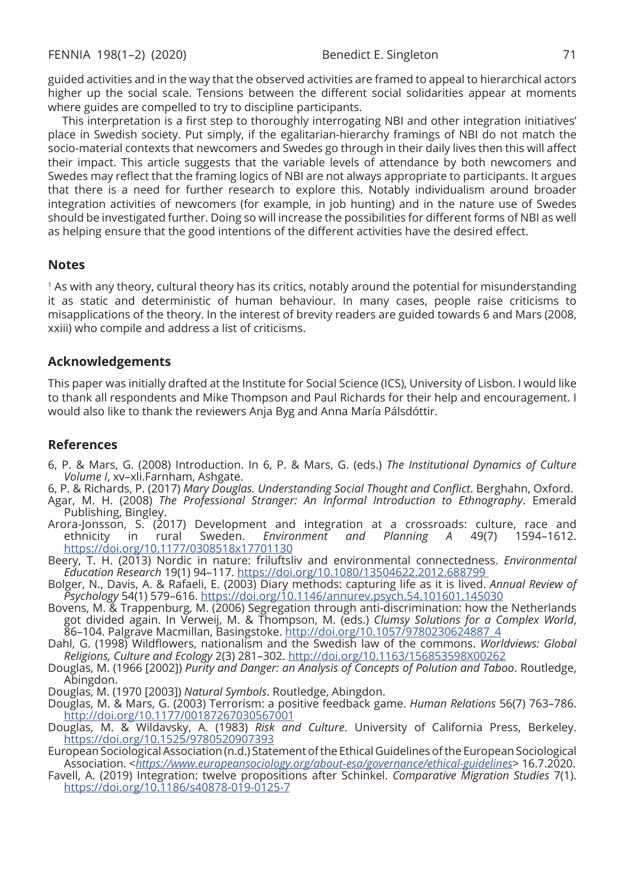guided activities and in the way that the observed activities are framed to appeal to hierarchical actors higher up the social scale. Tensions between the different social solidarities appear at moments where guides are compelled to try to discipline participants.

This interpretation is a first step to thoroughly interrogating NBI and other integration initiatives' place in Swedish society. Put simply, if the egalitarian-hierarchy framings of NBI do not match the socio-material contexts that newcomers and Swedes go through in their daily lives then this will affect their impact. This article suggests that the variable levels of attendance by both newcomers and Swedes may reflect that the framing logics of NBI are not always appropriate to participants. It argues that there is a need for further research to explore this. Notably individualism around broader integration activities of newcomers (for example, in job hunting) and in the nature use of Swedes should be investigated further. Doing so will increase the possibilities for different forms of NBI as well as helping ensure that the good intentions of the different activities have the desired effect.

## Notes

[1] As with any theory, cultural theory has its critics, notably around the potential for misunderstanding it as static and deterministic of human behaviour. In many cases, people raise criticisms to misapplications of the theory. In the interest of brevity readers are guided towards 6 and Mars (2008, xxiii) who compile and address a list of criticisms.

## Acknowledgements

This paper was initially drafted at the Institute for Social Science (ICS), University of Lisbon. I would like to thank all respondents and Mike Thompson and Paul Richards for their help and encouragement. I would also like to thank the reviewers Anja Byg and Anna María Pálsdóttir.

## References

6, P. & Mars, G. (2008) Introduction. In 6, P. & Mars, G. (eds.) *The Institutional Dynamics of Culture Volume I*, xv–xli.Farnham, Ashgate.

6, P. & Richards, P. (2017) *Mary Douglas. Understanding Social Thought and Conflict*. Berghahn, Oxford.

Agar, M. H. (2008) *The Professional Stranger: An Informal Introduction to Ethnography*. Emerald Publishing, Bingley.

Arora-Jonsson, S. (2017) Development and integration at a crossroads: culture, race and ethnicity in rural Sweden. *Environment and Planning A* 49(7) 1594–1612. https://doi.org/10.1177/0308518x17701130

Beery, T. H. (2013) Nordic in nature: friluftsliv and environmental connectedness. *Environmental Education Research* 19(1) 94–117. https://doi.org/10.1080/13504622.2012.688799

Bolger, N., Davis, A. & Rafaeli, E. (2003) Diary methods: capturing life as it is lived. *Annual Review of Psychology* 54(1) 579–616. https://doi.org/10.1146/annurev.psych.54.101601.145030

Bovens, M. & Trappenburg, M. (2006) Segregation through anti-discrimination: how the Netherlands got divided again. In Verweij, M. & Thompson, M. (eds.) *Clumsy Solutions for a Complex World*, 86–104. Palgrave Macmillan, Basingstoke. http://doi.org/10.1057/9780230624887_4

Dahl, G. (1998) Wildflowers, nationalism and the Swedish law of the commons. *Worldviews: Global Religions, Culture and Ecology* 2(3) 281–302. http://doi.org/10.1163/156853598X00262

Douglas, M. (1966 [2002]) *Purity and Danger: an Analysis of Concepts of Polution and Taboo*. Routledge, Abingdon.

Douglas, M. (1970 [2003]) *Natural Symbols*. Routledge, Abingdon.

Douglas, M. & Mars, G. (2003) Terrorism: a positive feedback game. *Human Relations* 56(7) 763–786. http://doi.org/10.1177/00187267030567001

Douglas, M. & Wildavsky, A. (1983) *Risk and Culture*. University of California Press, Berkeley. https://doi.org/10.1525/9780520907393

European Sociological Association (n.d.) Statement of the Ethical Guidelines of the European Sociological Association. <*https://www.europeansociology.org/about-esa/governance/ethical-guidelines*> 16.7.2020.

Favell, A. (2019) Integration: twelve propositions after Schinkel. *Comparative Migration Studies* 7(1). https://doi.org/10.1186/s40878-019-0125-7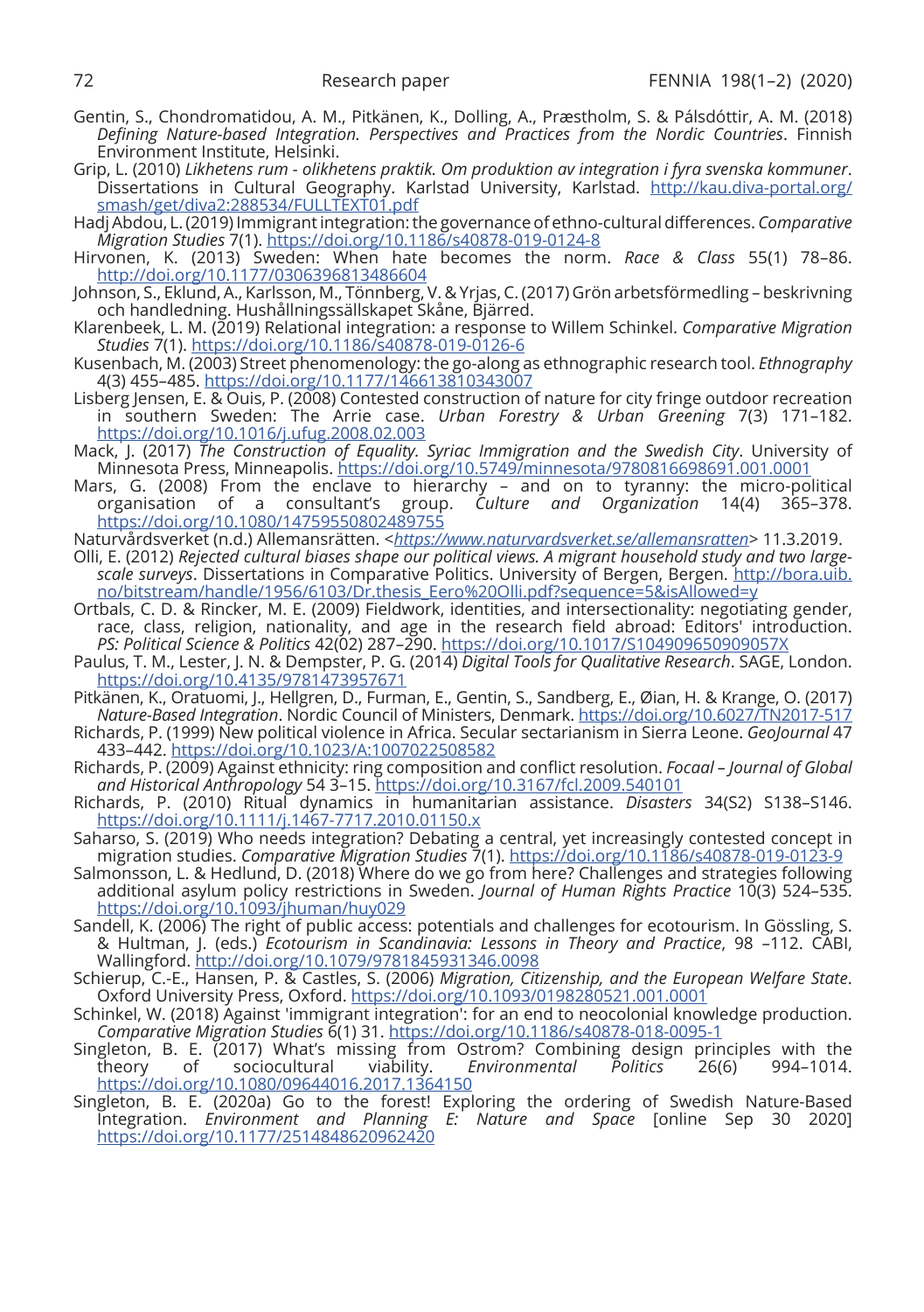Gentin, S., Chondromatidou, A. M., Pitkänen, K., Dolling, A., Præstholm, S. & Pálsdóttir, A. M. (2018) *Defining Nature-based Integration. Perspectives and Practices from the Nordic Countries*. Finnish Environment Institute, Helsinki.

Grip, L. (2010) *Likhetens rum - olikhetens praktik. Om produktion av integration i fyra svenska kommuner*. Dissertations in Cultural Geography. Karlstad University, Karlstad. http://kau.diva-portal.org/smash/get/diva2:288534/FULLTEXT01.pdf

Hadj Abdou, L. (2019) Immigrant integration: the governance of ethno-cultural differences. *Comparative Migration Studies* 7(1). https://doi.org/10.1186/s40878-019-0124-8

Hirvonen, K. (2013) Sweden: When hate becomes the norm. *Race & Class* 55(1) 78–86. http://doi.org/10.1177/0306396813486604

Johnson, S., Eklund, A., Karlsson, M., Tönnberg, V. & Yrjas, C. (2017) Grön arbetsförmedling – beskrivning och handledning. Hushållningssällskapet Skåne, Bjärred.

Klarenbeek, L. M. (2019) Relational integration: a response to Willem Schinkel. *Comparative Migration Studies* 7(1). https://doi.org/10.1186/s40878-019-0126-6

Kusenbach, M. (2003) Street phenomenology: the go-along as ethnographic research tool. *Ethnography* 4(3) 455–485. https://doi.org/10.1177/146613810343007

Lisberg Jensen, E. & Ouis, P. (2008) Contested construction of nature for city fringe outdoor recreation in southern Sweden: The Arrie case. *Urban Forestry & Urban Greening* 7(3) 171–182. https://doi.org/10.1016/j.ufug.2008.02.003

Mack, J. (2017) *The Construction of Equality. Syriac Immigration and the Swedish City*. University of Minnesota Press, Minneapolis. https://doi.org/10.5749/minnesota/9780816698691.001.0001

Mars, G. (2008) From the enclave to hierarchy – and on to tyranny: the micro-political organisation of a consultant's group. *Culture and Organization* 14(4) 365–378. https://doi.org/10.1080/14759550802489755

Naturvårdsverket (n.d.) Allemansrätten. <*https://www.naturvardsverket.se/allemansratten*> 11.3.2019.

Olli, E. (2012) *Rejected cultural biases shape our political views. A migrant household study and two large-scale surveys*. Dissertations in Comparative Politics. University of Bergen, Bergen. http://bora.uib.no/bitstream/handle/1956/6103/Dr.thesis_Eero%20Olli.pdf?sequence=5&isAllowed=y

Ortbals, C. D. & Rincker, M. E. (2009) Fieldwork, identities, and intersectionality: negotiating gender, race, class, religion, nationality, and age in the research field abroad: Editors' introduction. *PS: Political Science & Politics* 42(02) 287–290. https://doi.org/10.1017/S104909650909057X

Paulus, T. M., Lester, J. N. & Dempster, P. G. (2014) *Digital Tools for Qualitative Research*. SAGE, London. https://doi.org/10.4135/9781473957671

Pitkänen, K., Oratuomi, J., Hellgren, D., Furman, E., Gentin, S., Sandberg, E., Øian, H. & Krange, O. (2017) *Nature-Based Integration*. Nordic Council of Ministers, Denmark. https://doi.org/10.6027/TN2017-517

Richards, P. (1999) New political violence in Africa. Secular sectarianism in Sierra Leone. *GeoJournal* 47 433–442. https://doi.org/10.1023/A:1007022508582

Richards, P. (2009) Against ethnicity: ring composition and conflict resolution. *Focaal – Journal of Global and Historical Anthropology* 54 3–15. https://doi.org/10.3167/fcl.2009.540101

Richards, P. (2010) Ritual dynamics in humanitarian assistance. *Disasters* 34(S2) S138–S146. https://doi.org/10.1111/j.1467-7717.2010.01150.x

Saharso, S. (2019) Who needs integration? Debating a central, yet increasingly contested concept in migration studies. *Comparative Migration Studies* 7(1). https://doi.org/10.1186/s40878-019-0123-9

Salmonsson, L. & Hedlund, D. (2018) Where do we go from here? Challenges and strategies following additional asylum policy restrictions in Sweden. *Journal of Human Rights Practice* 10(3) 524–535. https://doi.org/10.1093/jhuman/huy029

Sandell, K. (2006) The right of public access: potentials and challenges for ecotourism. In Gössling, S. & Hultman, J. (eds.) *Ecotourism in Scandinavia: Lessons in Theory and Practice*, 98 –112. CABI, Wallingford. http://doi.org/10.1079/9781845931346.0098

Schierup, C.-E., Hansen, P. & Castles, S. (2006) *Migration, Citizenship, and the European Welfare State*. Oxford University Press, Oxford. https://doi.org/10.1093/0198280521.001.0001

Schinkel, W. (2018) Against 'immigrant integration': for an end to neocolonial knowledge production. *Comparative Migration Studies* 6(1) 31. https://doi.org/10.1186/s40878-018-0095-1

Singleton, B. E. (2017) What's missing from Ostrom? Combining design principles with the theory of sociocultural viability. *Environmental Politics* 26(6) 994–1014. https://doi.org/10.1080/09644016.2017.1364150

Singleton, B. E. (2020a) Go to the forest! Exploring the ordering of Swedish Nature-Based Integration. *Environment and Planning E: Nature and Space* [online Sep 30 2020] https://doi.org/10.1177/2514848620962420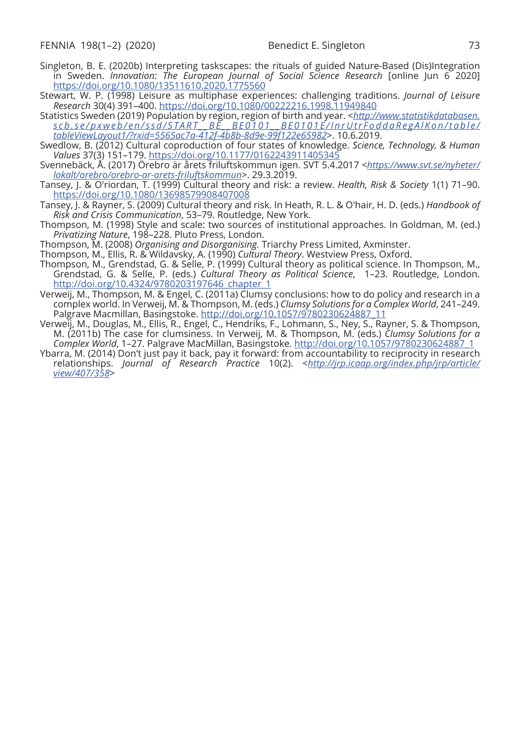Singleton, B. E. (2020b) Interpreting taskscapes: the rituals of guided Nature-Based (Dis)Integration in Sweden. *Innovation: The European Journal of Social Science Research* [online Jun 6 2020] https://doi.org/10.1080/13511610.2020.1775560

Stewart, W. P. (1998) Leisure as multiphase experiences: challenging traditions. *Journal of Leisure Research* 30(4) 391–400. https://doi.org/10.1080/00222216.1998.11949840

Statistics Sweden (2019) Population by region, region of birth and year. <*http://www.statistikdatabasen.scb.se/pxweb/en/ssd/START__BE__BE0101__BE0101E/InrUtrFoddaRegAlKon/table/tableViewLayout1/?rxid=5565ac7a-412f-4b8b-8d9e-99f122e65982*>. 10.6.2019.

Swedlow, B. (2012) Cultural coproduction of four states of knowledge. *Science, Technology, & Human Values* 37(3) 151–179. https://doi.org/10.1177/0162243911405345

Svennebäck, Å. (2017) Örebro är årets friluftskommun igen. SVT 5.4.2017 <*https://www.svt.se/nyheter/lokalt/orebro/orebro-ar-arets-friluftskommun*>. 29.3.2019.

Tansey, J. & O'riordan, T. (1999) Cultural theory and risk: a review. *Health, Risk & Society* 1(1) 71–90. https://doi.org/10.1080/13698579908407008

Tansey, J. & Rayner, S. (2009) Cultural theory and risk. In Heath, R. L. & O'hair, H. D. (eds.) *Handbook of Risk and Crisis Communication*, 53–79. Routledge, New York.

Thompson, M. (1998) Style and scale: two sources of institutional approaches. In Goldman, M. (ed.) *Privatizing Nature*, 198–228. Pluto Press, London.

Thompson, M. (2008) *Organising and Disorganising.* Triarchy Press Limited, Axminster.

Thompson, M., Ellis, R. & Wildavsky, A. (1990) *Cultural Theory*. Westview Press, Oxford.

Thompson, M., Grendstad, G. & Selle, P. (1999) Cultural theory as political science. In Thompson, M., Grendstad, G. & Selle, P. (eds.) *Cultural Theory as Political Science*, 1–23. Routledge, London. http://doi.org/10.4324/9780203197646_chapter_1

Verweij, M., Thompson, M. & Engel, C. (2011a) Clumsy conclusions: how to do policy and research in a complex world. In Verweij, M. & Thompson, M. (eds.) *Clumsy Solutions for a Complex World*, 241–249. Palgrave Macmillan, Basingstoke. http://doi.org/10.1057/9780230624887_11

Verweij, M., Douglas, M., Ellis, R., Engel, C., Hendriks, F., Lohmann, S., Ney, S., Rayner, S. & Thompson, M. (2011b) The case for clumsiness. In Verweij, M. & Thompson, M. (eds.) *Clumsy Solutions for a Complex World*, 1–27. Palgrave MacMillan, Basingstoke. http://doi.org/10.1057/9780230624887_1

Ybarra, M. (2014) Don't just pay it back, pay it forward: from accountability to reciprocity in research relationships. *Journal of Research Practice* 10(2). <*http://jrp.icaap.org/index.php/jrp/article/view/407/358*>